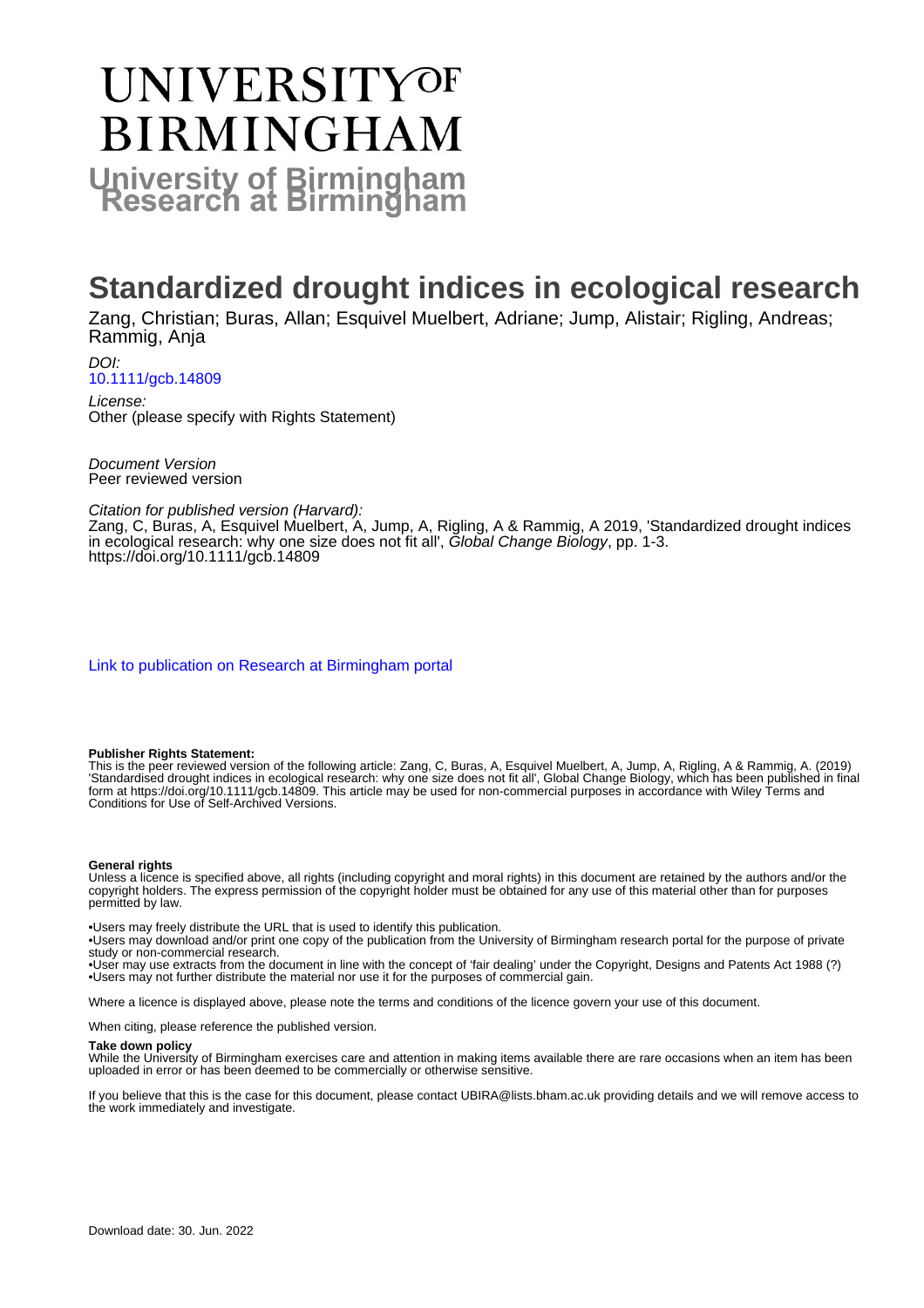# UNIVERSITY OF BIRMINGHAM

**University of Birmingham Research at Birmingham**

# Standardized drought indices in ecological research

Zang, Christian; Buras, Allan; Esquivel Muelbert, Adriane; Jump, Alistair; Rigling, Andreas; Rammig, Anja

*DOI:*
[10.1111/gcb.14809](https://doi.org/10.1111/gcb.14809)

*License:*
Other (please specify with Rights Statement)

*Document Version*
Peer reviewed version

*Citation for published version (Harvard):*
Zang, C, Buras, A, Esquivel Muelbert, A, Jump, A, Rigling, A & Rammig, A 2019, 'Standardized drought indices in ecological research: why one size does not fit all', *Global Change Biology*, pp. 1-3. https://doi.org/10.1111/gcb.14809

Link to publication on Research at Birmingham portal

**Publisher Rights Statement:**
This is the peer reviewed version of the following article: Zang, C, Buras, A, Esquivel Muelbert, A, Jump, A, Rigling, A & Rammig, A. (2019) 'Standardised drought indices in ecological research: why one size does not fit all', Global Change Biology, which has been published in final form at https://doi.org/10.1111/gcb.14809. This article may be used for non-commercial purposes in accordance with Wiley Terms and Conditions for Use of Self-Archived Versions.

**General rights**
Unless a licence is specified above, all rights (including copyright and moral rights) in this document are retained by the authors and/or the copyright holders. The express permission of the copyright holder must be obtained for any use of this material other than for purposes permitted by law.

•Users may freely distribute the URL that is used to identify this publication.
•Users may download and/or print one copy of the publication from the University of Birmingham research portal for the purpose of private study or non-commercial research.
•User may use extracts from the document in line with the concept of 'fair dealing' under the Copyright, Designs and Patents Act 1988 (?)
•Users may not further distribute the material nor use it for the purposes of commercial gain.

Where a licence is displayed above, please note the terms and conditions of the licence govern your use of this document.

When citing, please reference the published version.

**Take down policy**
While the University of Birmingham exercises care and attention in making items available there are rare occasions when an item has been uploaded in error or has been deemed to be commercially or otherwise sensitive.

If you believe that this is the case for this document, please contact UBIRA@lists.bham.ac.uk providing details and we will remove access to the work immediately and investigate.

Download date: 30. Jun. 2022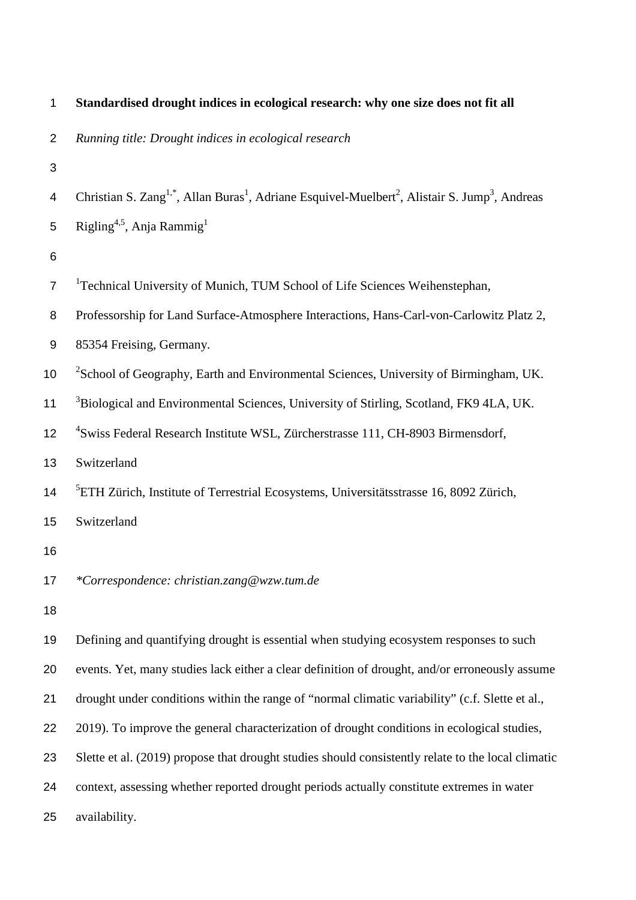# Standardised drought indices in ecological research: why one size does not fit all

*Running title: Drought indices in ecological research*

Christian S. Zang[1,*], Allan Buras[1], Adriane Esquivel-Muelbert[2], Alistair S. Jump[3], Andreas Rigling[4,5], Anja Rammig[1]

[1]Technical University of Munich, TUM School of Life Sciences Weihenstephan, Professorship for Land Surface-Atmosphere Interactions, Hans-Carl-von-Carlowitz Platz 2, 85354 Freising, Germany.

[2]School of Geography, Earth and Environmental Sciences, University of Birmingham, UK.

[3]Biological and Environmental Sciences, University of Stirling, Scotland, FK9 4LA, UK.

[4]Swiss Federal Research Institute WSL, Zürcherstrasse 111, CH-8903 Birmensdorf, Switzerland

[5]ETH Zürich, Institute of Terrestrial Ecosystems, Universitätsstrasse 16, 8092 Zürich, Switzerland

*\*Correspondence: christian.zang@wzw.tum.de*

Defining and quantifying drought is essential when studying ecosystem responses to such events. Yet, many studies lack either a clear definition of drought, and/or erroneously assume drought under conditions within the range of "normal climatic variability" (c.f. Slette et al., 2019). To improve the general characterization of drought conditions in ecological studies, Slette et al. (2019) propose that drought studies should consistently relate to the local climatic context, assessing whether reported drought periods actually constitute extremes in water availability.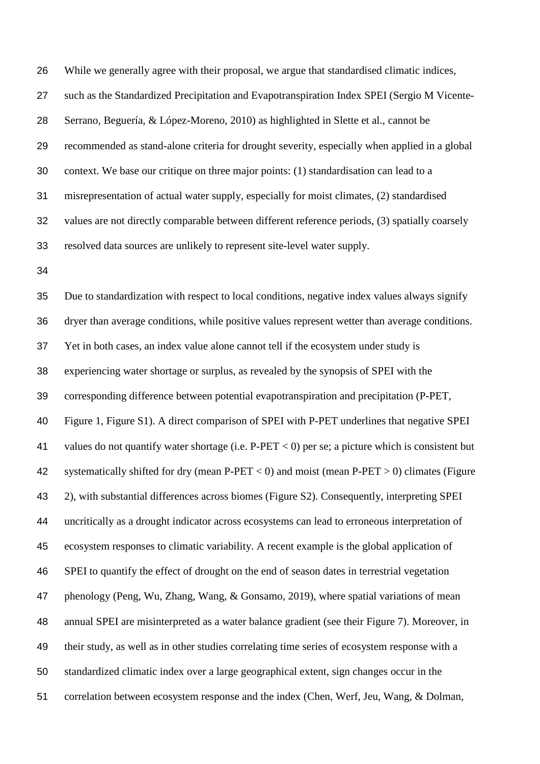While we generally agree with their proposal, we argue that standardised climatic indices, such as the Standardized Precipitation and Evapotranspiration Index SPEI (Sergio M Vicente-Serrano, Beguería, & López-Moreno, 2010) as highlighted in Slette et al., cannot be recommended as stand-alone criteria for drought severity, especially when applied in a global context. We base our critique on three major points: (1) standardisation can lead to a misrepresentation of actual water supply, especially for moist climates, (2) standardised values are not directly comparable between different reference periods, (3) spatially coarsely resolved data sources are unlikely to represent site-level water supply.

Due to standardization with respect to local conditions, negative index values always signify dryer than average conditions, while positive values represent wetter than average conditions. Yet in both cases, an index value alone cannot tell if the ecosystem under study is experiencing water shortage or surplus, as revealed by the synopsis of SPEI with the corresponding difference between potential evapotranspiration and precipitation (P-PET, Figure 1, Figure S1). A direct comparison of SPEI with P-PET underlines that negative SPEI values do not quantify water shortage (i.e. P-PET < 0) per se; a picture which is consistent but systematically shifted for dry (mean P-PET < 0) and moist (mean P-PET > 0) climates (Figure 2), with substantial differences across biomes (Figure S2). Consequently, interpreting SPEI uncritically as a drought indicator across ecosystems can lead to erroneous interpretation of ecosystem responses to climatic variability. A recent example is the global application of SPEI to quantify the effect of drought on the end of season dates in terrestrial vegetation phenology (Peng, Wu, Zhang, Wang, & Gonsamo, 2019), where spatial variations of mean annual SPEI are misinterpreted as a water balance gradient (see their Figure 7). Moreover, in their study, as well as in other studies correlating time series of ecosystem response with a standardized climatic index over a large geographical extent, sign changes occur in the correlation between ecosystem response and the index (Chen, Werf, Jeu, Wang, & Dolman,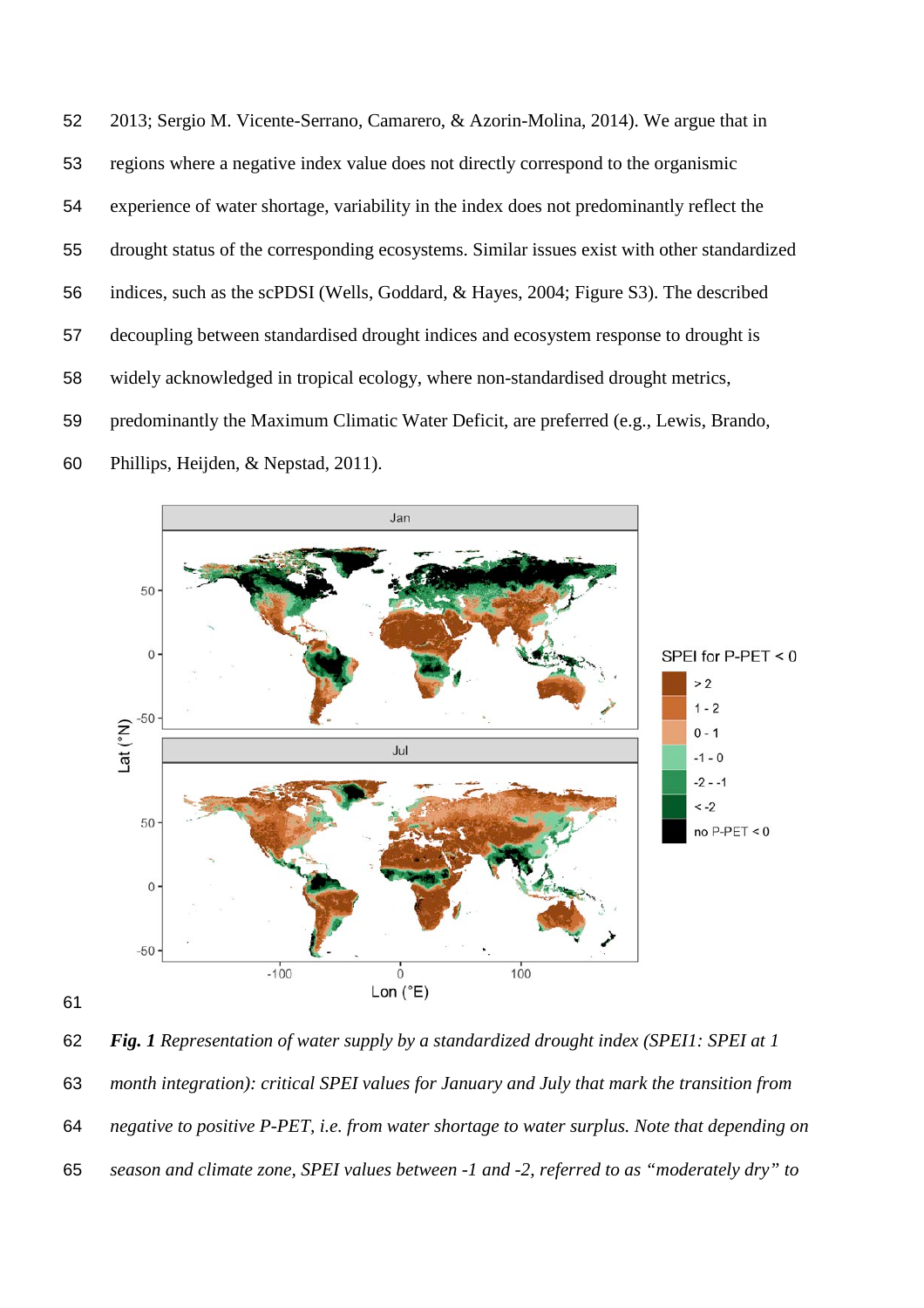2013; Sergio M. Vicente-Serrano, Camarero, & Azorin-Molina, 2014). We argue that in regions where a negative index value does not directly correspond to the organismic experience of water shortage, variability in the index does not predominantly reflect the drought status of the corresponding ecosystems. Similar issues exist with other standardized indices, such as the scPDSI (Wells, Goddard, & Hayes, 2004; Figure S3). The described decoupling between standardised drought indices and ecosystem response to drought is widely acknowledged in tropical ecology, where non-standardised drought metrics, predominantly the Maximum Climatic Water Deficit, are preferred (e.g., Lewis, Brando, Phillips, Heijden, & Nepstad, 2011).

***Fig. 1** Representation of water supply by a standardized drought index (SPEI1: SPEI at 1 month integration): critical SPEI values for January and July that mark the transition from negative to positive P-PET, i.e. from water shortage to water surplus. Note that depending on season and climate zone, SPEI values between -1 and -2, referred to as "moderately dry" to*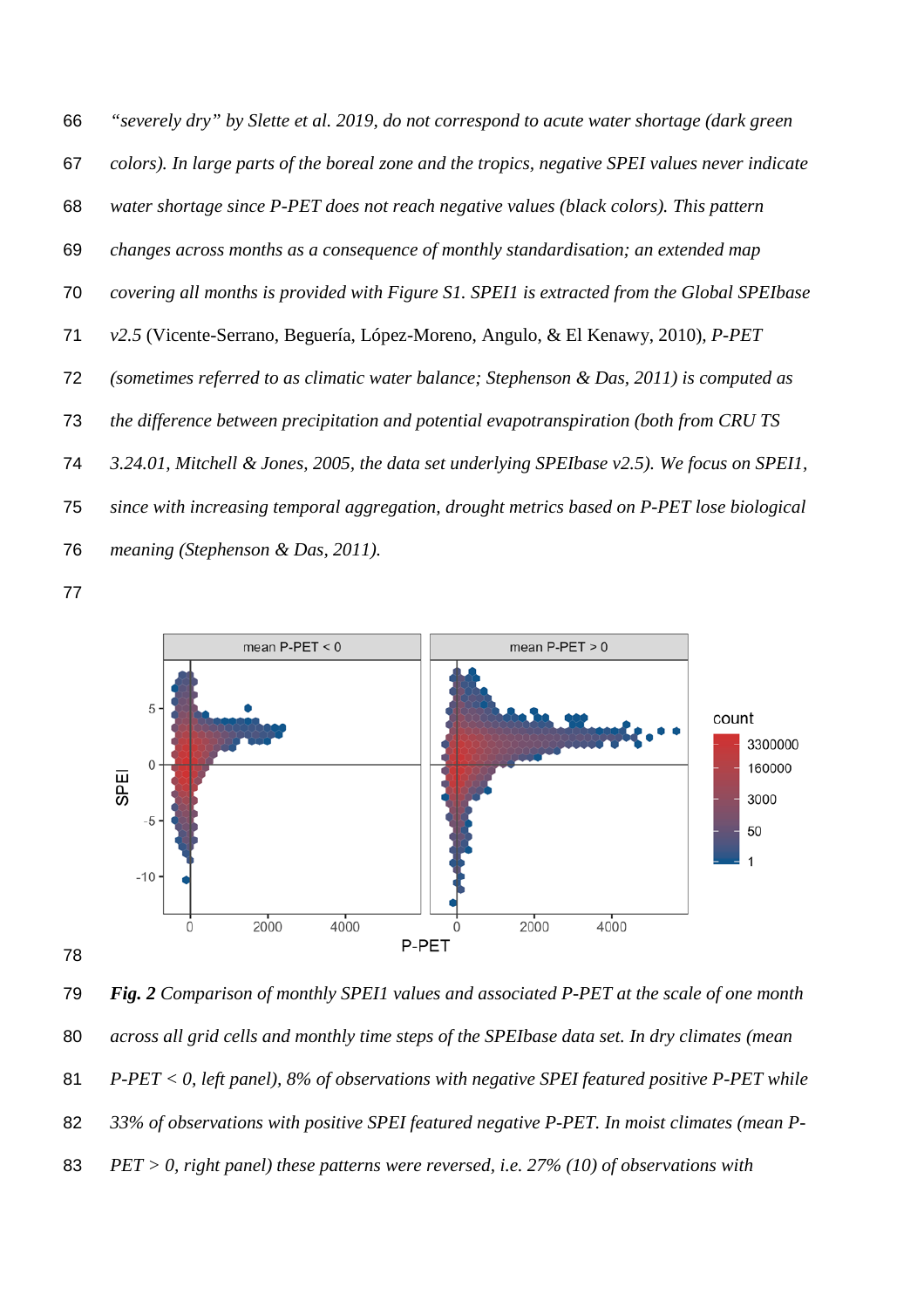*“severely dry” by Slette et al. 2019, do not correspond to acute water shortage (dark green colors). In large parts of the boreal zone and the tropics, negative SPEI values never indicate water shortage since P-PET does not reach negative values (black colors). This pattern changes across months as a consequence of monthly standardisation; an extended map covering all months is provided with Figure S1. SPEI1 is extracted from the Global SPEIbase v2.5* (Vicente-Serrano, Beguería, López-Moreno, Angulo, & El Kenawy, 2010), *P-PET (sometimes referred to as climatic water balance; Stephenson & Das, 2011) is computed as the difference between precipitation and potential evapotranspiration (both from CRU TS 3.24.01, Mitchell & Jones, 2005, the data set underlying SPEIbase v2.5). We focus on SPEI1, since with increasing temporal aggregation, drought metrics based on P-PET lose biological meaning (Stephenson & Das, 2011).*

***Fig. 2** Comparison of monthly SPEI1 values and associated P-PET at the scale of one month across all grid cells and monthly time steps of the SPEIbase data set. In dry climates (mean P-PET < 0, left panel), 8% of observations with negative SPEI featured positive P-PET while 33% of observations with positive SPEI featured negative P-PET. In moist climates (mean P-PET > 0, right panel) these patterns were reversed, i.e. 27% (10) of observations with*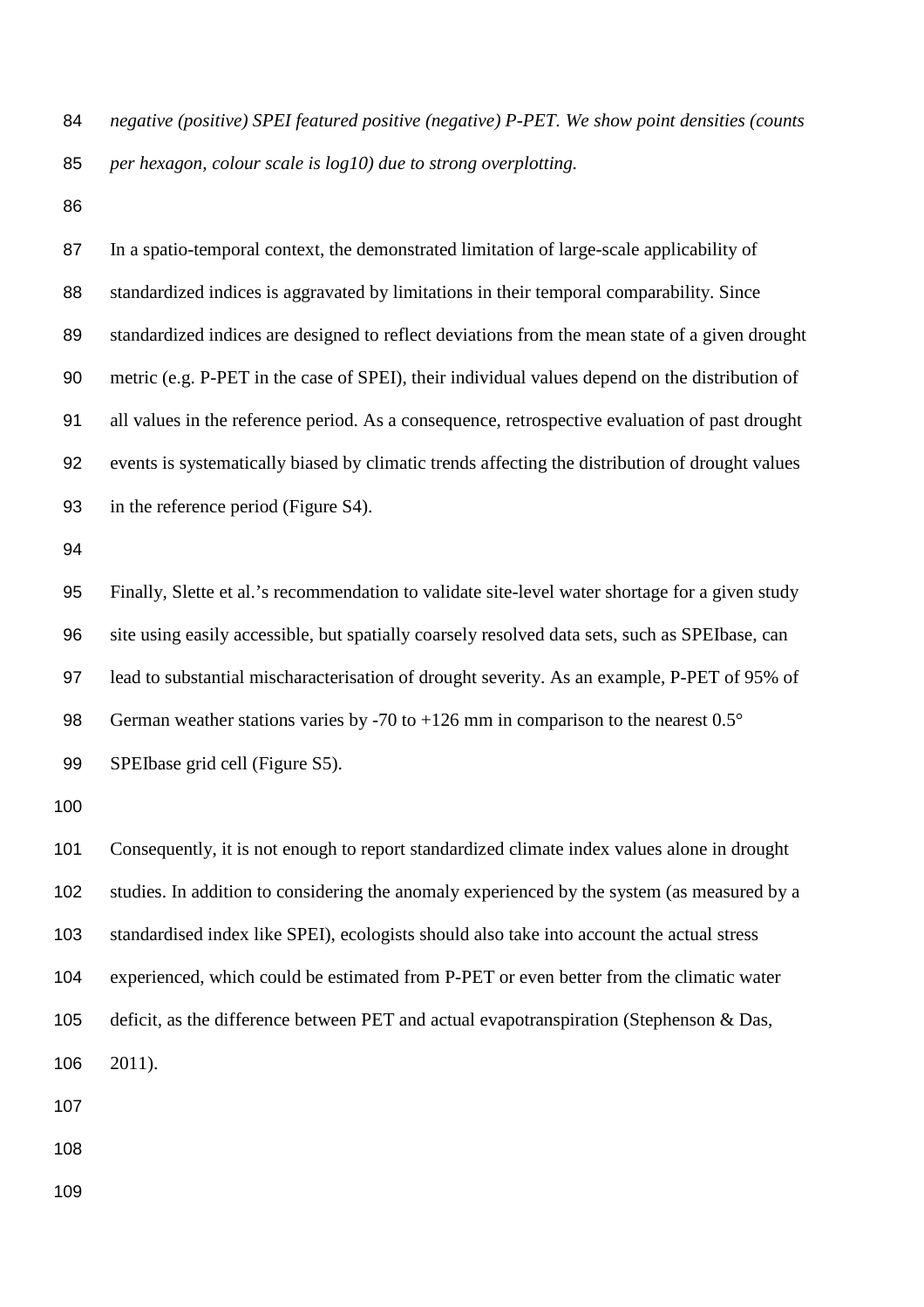*negative (positive) SPEI featured positive (negative) P-PET. We show point densities (counts per hexagon, colour scale is log10) due to strong overplotting.*

In a spatio-temporal context, the demonstrated limitation of large-scale applicability of standardized indices is aggravated by limitations in their temporal comparability. Since standardized indices are designed to reflect deviations from the mean state of a given drought metric (e.g. P-PET in the case of SPEI), their individual values depend on the distribution of all values in the reference period. As a consequence, retrospective evaluation of past drought events is systematically biased by climatic trends affecting the distribution of drought values in the reference period (Figure S4).

Finally, Slette et al.'s recommendation to validate site-level water shortage for a given study site using easily accessible, but spatially coarsely resolved data sets, such as SPEIbase, can lead to substantial mischaracterisation of drought severity. As an example, P-PET of 95% of German weather stations varies by -70 to +126 mm in comparison to the nearest 0.5° SPEIbase grid cell (Figure S5).

Consequently, it is not enough to report standardized climate index values alone in drought studies. In addition to considering the anomaly experienced by the system (as measured by a standardised index like SPEI), ecologists should also take into account the actual stress experienced, which could be estimated from P-PET or even better from the climatic water deficit, as the difference between PET and actual evapotranspiration (Stephenson & Das, 2011).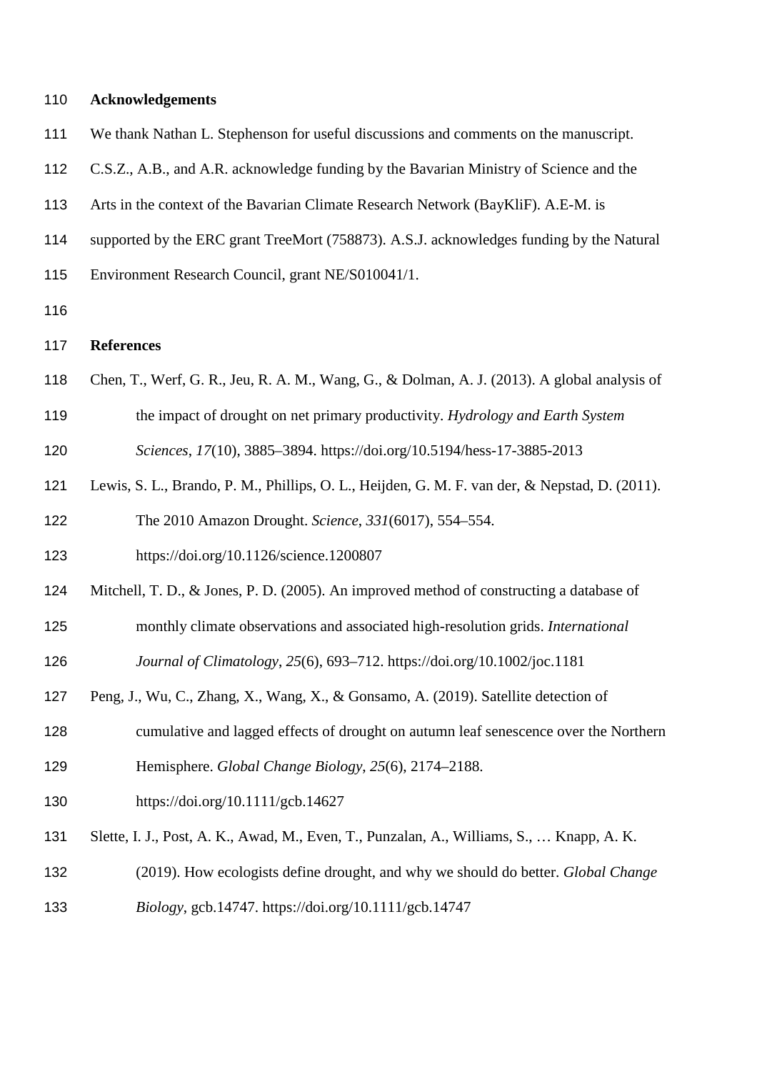## Acknowledgements

We thank Nathan L. Stephenson for useful discussions and comments on the manuscript. C.S.Z., A.B., and A.R. acknowledge funding by the Bavarian Ministry of Science and the Arts in the context of the Bavarian Climate Research Network (BayKliF). A.E-M. is supported by the ERC grant TreeMort (758873). A.S.J. acknowledges funding by the Natural Environment Research Council, grant NE/S010041/1.

## References

Chen, T., Werf, G. R., Jeu, R. A. M., Wang, G., & Dolman, A. J. (2013). A global analysis of the impact of drought on net primary productivity. *Hydrology and Earth System Sciences*, *17*(10), 3885–3894. https://doi.org/10.5194/hess-17-3885-2013

Lewis, S. L., Brando, P. M., Phillips, O. L., Heijden, G. M. F. van der, & Nepstad, D. (2011). The 2010 Amazon Drought. *Science*, *331*(6017), 554–554. https://doi.org/10.1126/science.1200807

Mitchell, T. D., & Jones, P. D. (2005). An improved method of constructing a database of monthly climate observations and associated high-resolution grids. *International Journal of Climatology*, *25*(6), 693–712. https://doi.org/10.1002/joc.1181

Peng, J., Wu, C., Zhang, X., Wang, X., & Gonsamo, A. (2019). Satellite detection of cumulative and lagged effects of drought on autumn leaf senescence over the Northern Hemisphere. *Global Change Biology*, *25*(6), 2174–2188. https://doi.org/10.1111/gcb.14627

Slette, I. J., Post, A. K., Awad, M., Even, T., Punzalan, A., Williams, S., … Knapp, A. K. (2019). How ecologists define drought, and why we should do better. *Global Change Biology*, gcb.14747. https://doi.org/10.1111/gcb.14747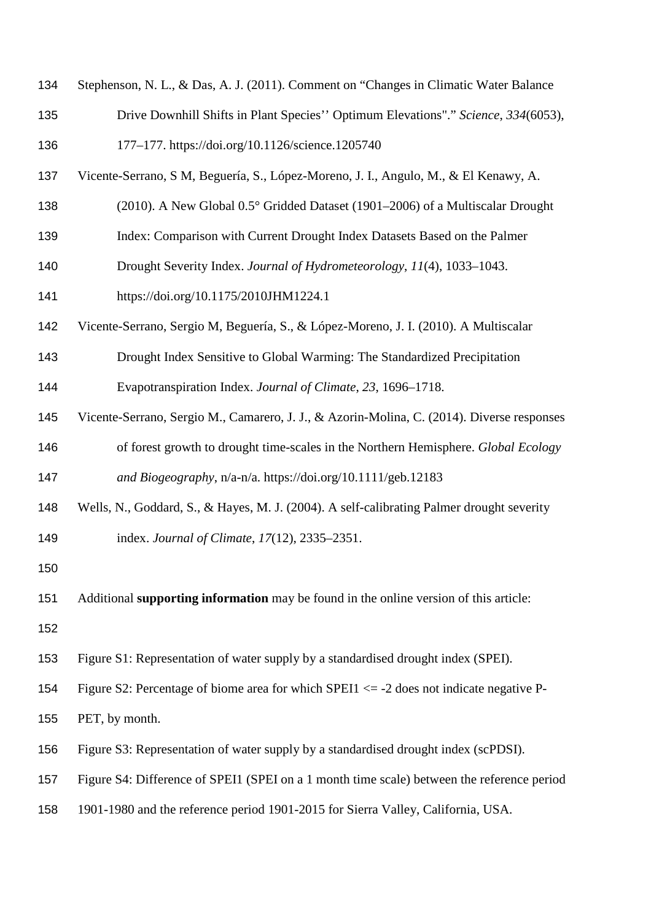Stephenson, N. L., & Das, A. J. (2011). Comment on "Changes in Climatic Water Balance Drive Downhill Shifts in Plant Species'' Optimum Elevations"." *Science*, *334*(6053), 177–177. https://doi.org/10.1126/science.1205740

Vicente-Serrano, S M, Beguería, S., López-Moreno, J. I., Angulo, M., & El Kenawy, A. (2010). A New Global 0.5° Gridded Dataset (1901–2006) of a Multiscalar Drought Index: Comparison with Current Drought Index Datasets Based on the Palmer Drought Severity Index. *Journal of Hydrometeorology*, *11*(4), 1033–1043. https://doi.org/10.1175/2010JHM1224.1

Vicente-Serrano, Sergio M, Beguería, S., & López-Moreno, J. I. (2010). A Multiscalar Drought Index Sensitive to Global Warming: The Standardized Precipitation Evapotranspiration Index. *Journal of Climate*, *23*, 1696–1718.

Vicente-Serrano, Sergio M., Camarero, J. J., & Azorin-Molina, C. (2014). Diverse responses of forest growth to drought time-scales in the Northern Hemisphere. *Global Ecology and Biogeography*, n/a-n/a. https://doi.org/10.1111/geb.12183

Wells, N., Goddard, S., & Hayes, M. J. (2004). A self-calibrating Palmer drought severity index. *Journal of Climate*, *17*(12), 2335–2351.

Additional **supporting information** may be found in the online version of this article:

Figure S1: Representation of water supply by a standardised drought index (SPEI).

Figure S2: Percentage of biome area for which SPEI1 <= -2 does not indicate negative P-PET, by month.

Figure S3: Representation of water supply by a standardised drought index (scPDSI).

Figure S4: Difference of SPEI1 (SPEI on a 1 month time scale) between the reference period 1901-1980 and the reference period 1901-2015 for Sierra Valley, California, USA.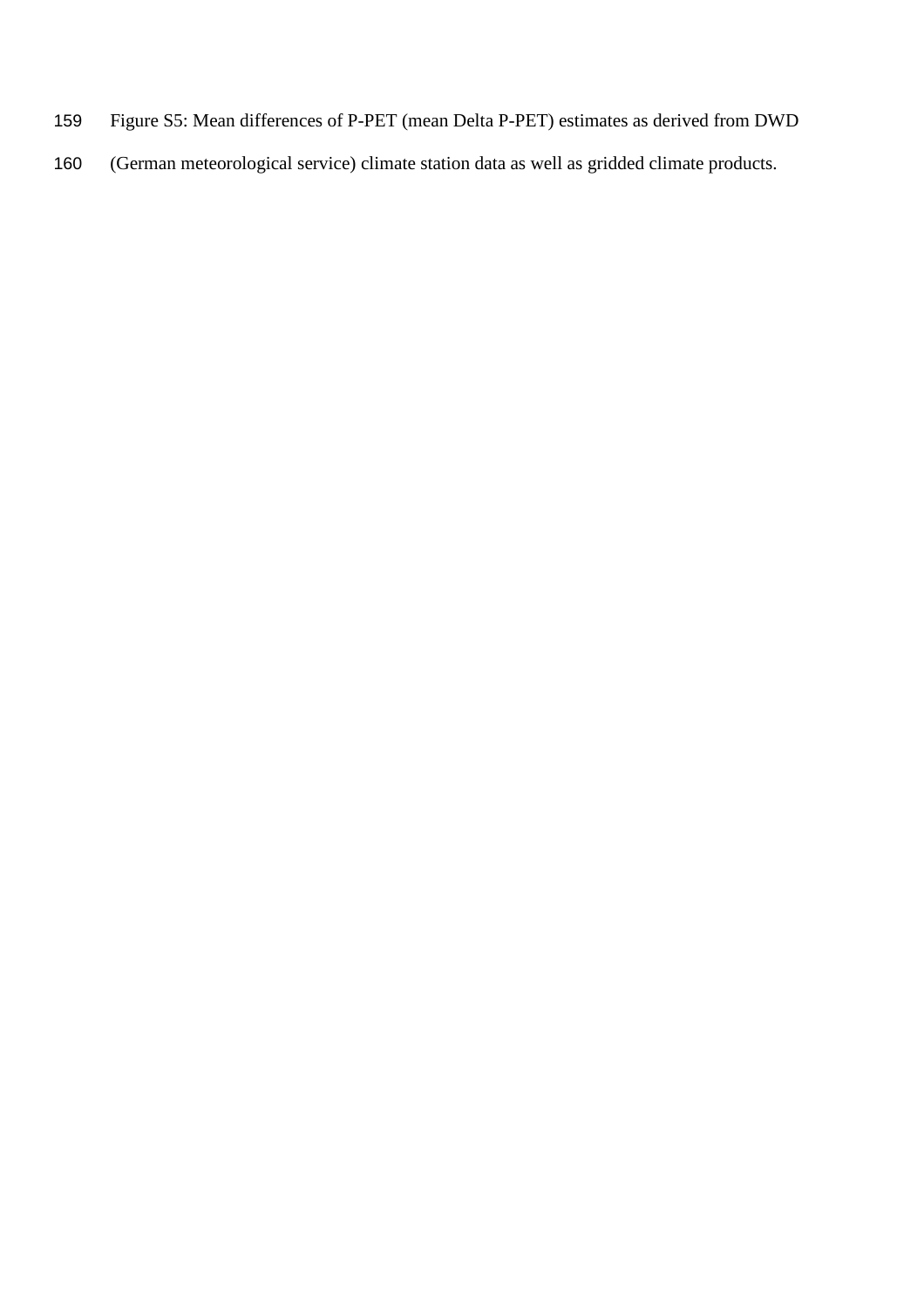Figure S5: Mean differences of P-PET (mean Delta P-PET) estimates as derived from DWD (German meteorological service) climate station data as well as gridded climate products.